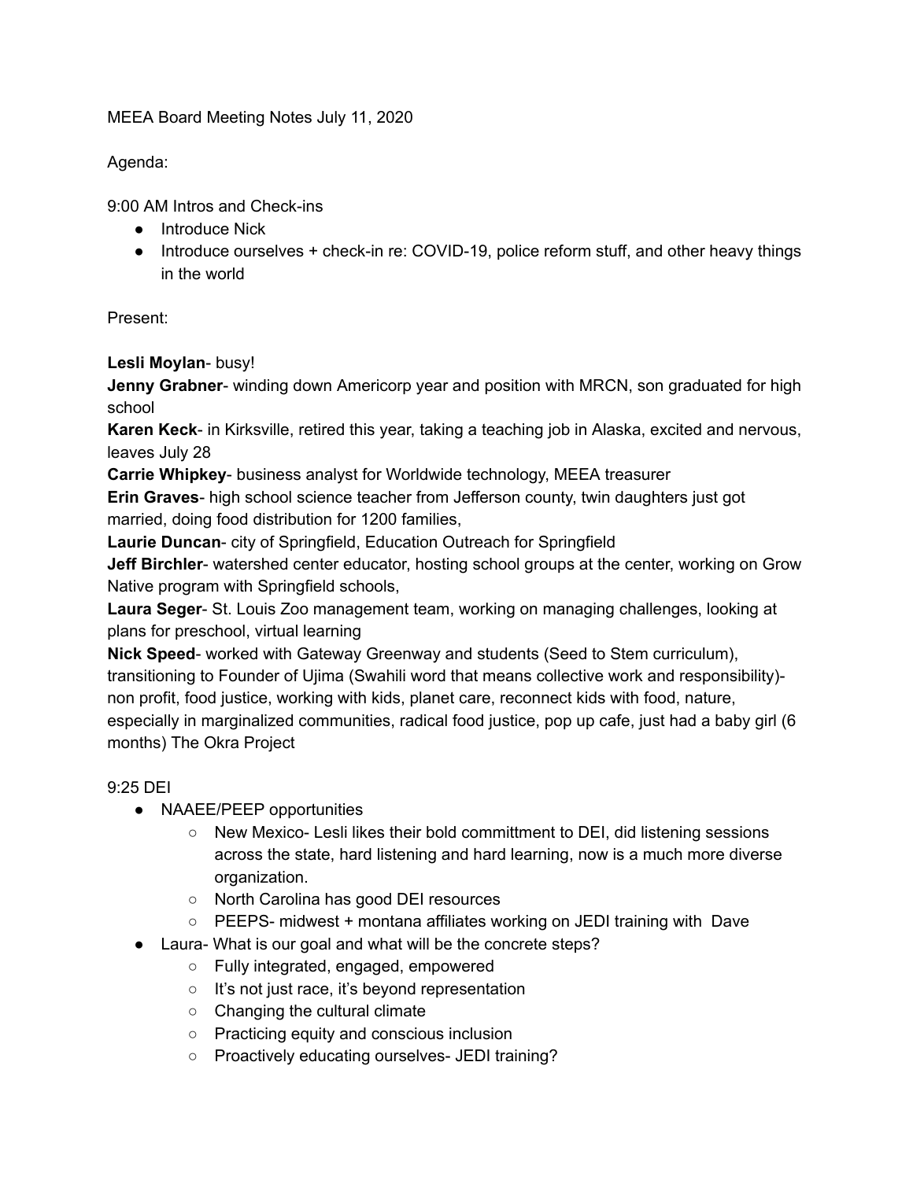MEEA Board Meeting Notes July 11, 2020

Agenda:

9:00 AM Intros and Check-ins

- Introduce Nick
- Introduce ourselves + check-in re: COVID-19, police reform stuff, and other heavy things in the world

Present:

**Lesli Moylan**- busy!
**Jenny Grabner**- winding down Americorp year and position with MRCN, son graduated for high school
**Karen Keck**- in Kirksville, retired this year, taking a teaching job in Alaska, excited and nervous, leaves July 28
**Carrie Whipkey**- business analyst for Worldwide technology, MEEA treasurer
**Erin Graves**- high school science teacher from Jefferson county, twin daughters just got married, doing food distribution for 1200 families,
**Laurie Duncan**- city of Springfield, Education Outreach for Springfield
**Jeff Birchler**- watershed center educator, hosting school groups at the center, working on Grow Native program with Springfield schools,
**Laura Seger**- St. Louis Zoo management team, working on managing challenges, looking at plans for preschool, virtual learning
**Nick Speed**- worked with Gateway Greenway and students (Seed to Stem curriculum), transitioning to Founder of Ujima (Swahili word that means collective work and responsibility)- non profit, food justice, working with kids, planet care, reconnect kids with food, nature, especially in marginalized communities, radical food justice, pop up cafe, just had a baby girl (6 months) The Okra Project

9:25 DEI

- NAAEE/PEEP opportunities
    - New Mexico- Lesli likes their bold committment to DEI, did listening sessions across the state, hard listening and hard learning, now is a much more diverse organization.
    - North Carolina has good DEI resources
    - PEEPS- midwest + montana affiliates working on JEDI training with Dave
- Laura- What is our goal and what will be the concrete steps?
    - Fully integrated, engaged, empowered
    - It's not just race, it's beyond representation
    - Changing the cultural climate
    - Practicing equity and conscious inclusion
    - Proactively educating ourselves- JEDI training?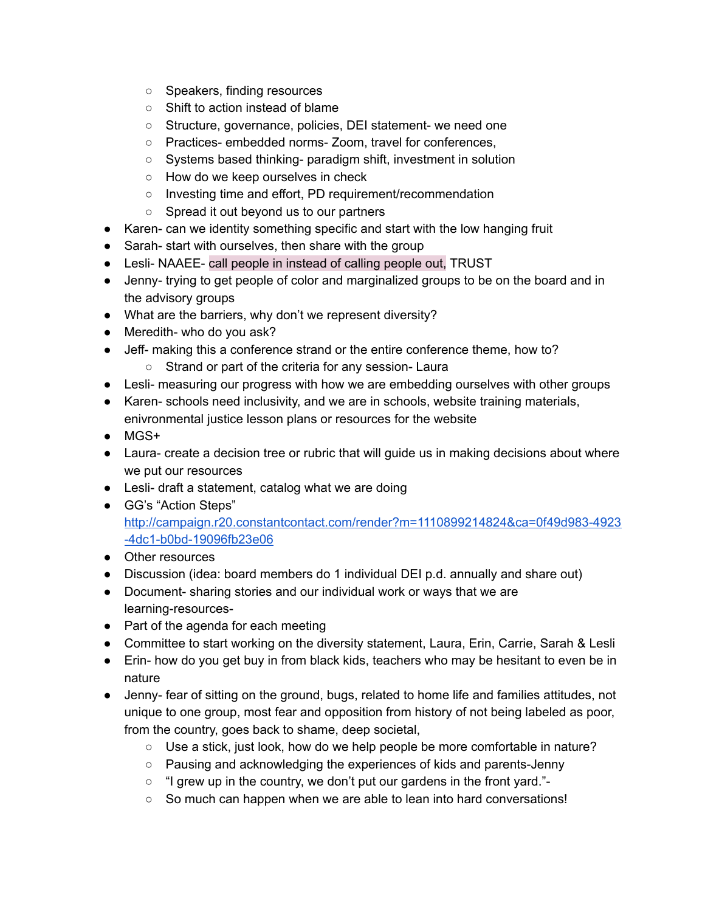- Speakers, finding resources
    - Shift to action instead of blame
    - Structure, governance, policies, DEI statement- we need one
    - Practices- embedded norms- Zoom, travel for conferences,
    - Systems based thinking- paradigm shift, investment in solution
    - How do we keep ourselves in check
    - Investing time and effort, PD requirement/recommendation
    - Spread it out beyond us to our partners
- Karen- can we identity something specific and start with the low hanging fruit
- Sarah- start with ourselves, then share with the group
- Lesli- NAAEE- call people in instead of calling people out, TRUST
- Jenny- trying to get people of color and marginalized groups to be on the board and in the advisory groups
- What are the barriers, why don't we represent diversity?
- Meredith- who do you ask?
- Jeff- making this a conference strand or the entire conference theme, how to?
    - Strand or part of the criteria for any session- Laura
- Lesli- measuring our progress with how we are embedding ourselves with other groups
- Karen- schools need inclusivity, and we are in schools, website training materials, enivronmental justice lesson plans or resources for the website
- MGS+
- Laura- create a decision tree or rubric that will guide us in making decisions about where we put our resources
- Lesli- draft a statement, catalog what we are doing
- GG's "Action Steps" [http://campaign.r20.constantcontact.com/render?m=1110899214824&ca=0f49d983-4923-4dc1-b0bd-19096fb23e06](http://campaign.r20.constantcontact.com/render?m=1110899214824&ca=0f49d983-4923-4dc1-b0bd-19096fb23e06)
- Other resources
- Discussion (idea: board members do 1 individual DEI p.d. annually and share out)
- Document- sharing stories and our individual work or ways that we are learning-resources-
- Part of the agenda for each meeting
- Committee to start working on the diversity statement, Laura, Erin, Carrie, Sarah & Lesli
- Erin- how do you get buy in from black kids, teachers who may be hesitant to even be in nature
- Jenny- fear of sitting on the ground, bugs, related to home life and families attitudes, not unique to one group, most fear and opposition from history of not being labeled as poor, from the country, goes back to shame, deep societal,
    - Use a stick, just look, how do we help people be more comfortable in nature?
    - Pausing and acknowledging the experiences of kids and parents-Jenny
    - "I grew up in the country, we don't put our gardens in the front yard."-
    - So much can happen when we are able to lean into hard conversations!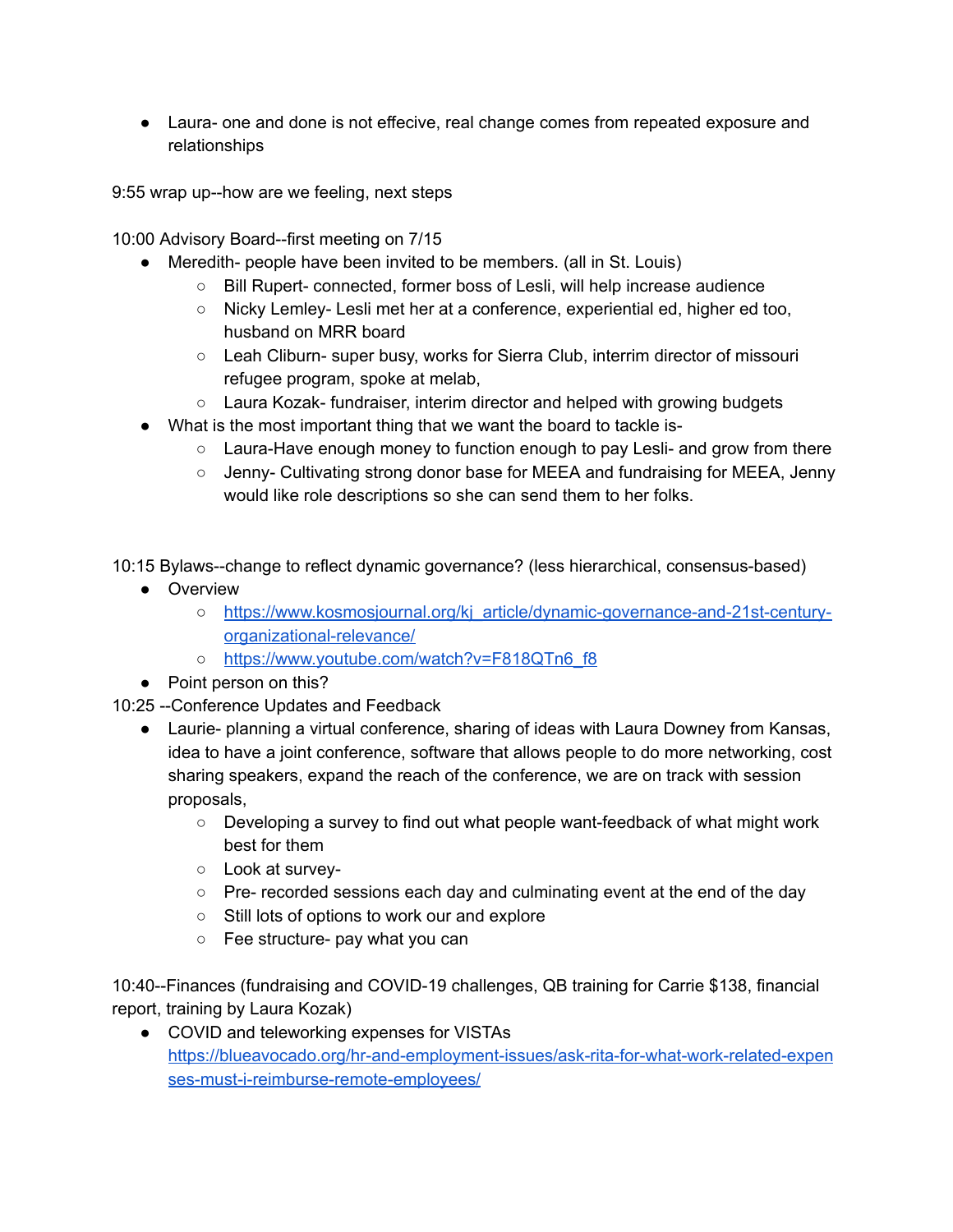- Laura- one and done is not effecive, real change comes from repeated exposure and relationships

9:55 wrap up--how are we feeling, next steps

10:00 Advisory Board--first meeting on 7/15

- Meredith- people have been invited to be members. (all in St. Louis)
    - Bill Rupert- connected, former boss of Lesli, will help increase audience
    - Nicky Lemley- Lesli met her at a conference, experiential ed, higher ed too, husband on MRR board
    - Leah Cliburn- super busy, works for Sierra Club, interrim director of missouri refugee program, spoke at melab,
    - Laura Kozak- fundraiser, interim director and helped with growing budgets
- What is the most important thing that we want the board to tackle is-
    - Laura-Have enough money to function enough to pay Lesli- and grow from there
    - Jenny- Cultivating strong donor base for MEEA and fundraising for MEEA, Jenny would like role descriptions so she can send them to her folks.

10:15 Bylaws--change to reflect dynamic governance? (less hierarchical, consensus-based)

- Overview
    - https://www.kosmosjournal.org/kj_article/dynamic-governance-and-21st-century-organizational-relevance/
    - https://www.youtube.com/watch?v=F818QTn6_f8
- Point person on this?

10:25 --Conference Updates and Feedback

- Laurie- planning a virtual conference, sharing of ideas with Laura Downey from Kansas, idea to have a joint conference, software that allows people to do more networking, cost sharing speakers, expand the reach of the conference, we are on track with session proposals,
    - Developing a survey to find out what people want-feedback of what might work best for them
    - Look at survey-
    - Pre- recorded sessions each day and culminating event at the end of the day
    - Still lots of options to work our and explore
    - Fee structure- pay what you can

10:40--Finances (fundraising and COVID-19 challenges, QB training for Carrie $138, financial report, training by Laura Kozak)

- COVID and teleworking expenses for VISTAs https://blueavocado.org/hr-and-employment-issues/ask-rita-for-what-work-related-expenses-must-i-reimburse-remote-employees/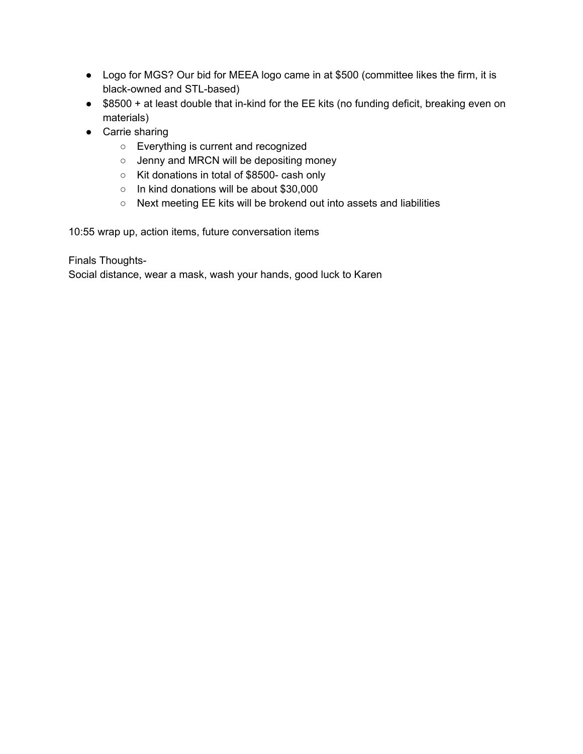- Logo for MGS? Our bid for MEEA logo came in at $500 (committee likes the firm, it is black-owned and STL-based)
- $8500 + at least double that in-kind for the EE kits (no funding deficit, breaking even on materials)
- Carrie sharing
  - Everything is current and recognized
  - Jenny and MRCN will be depositing money
  - Kit donations in total of $8500- cash only
  - In kind donations will be about $30,000
  - Next meeting EE kits will be brokend out into assets and liabilities

10:55 wrap up, action items, future conversation items

Finals Thoughts-
Social distance, wear a mask, wash your hands, good luck to Karen